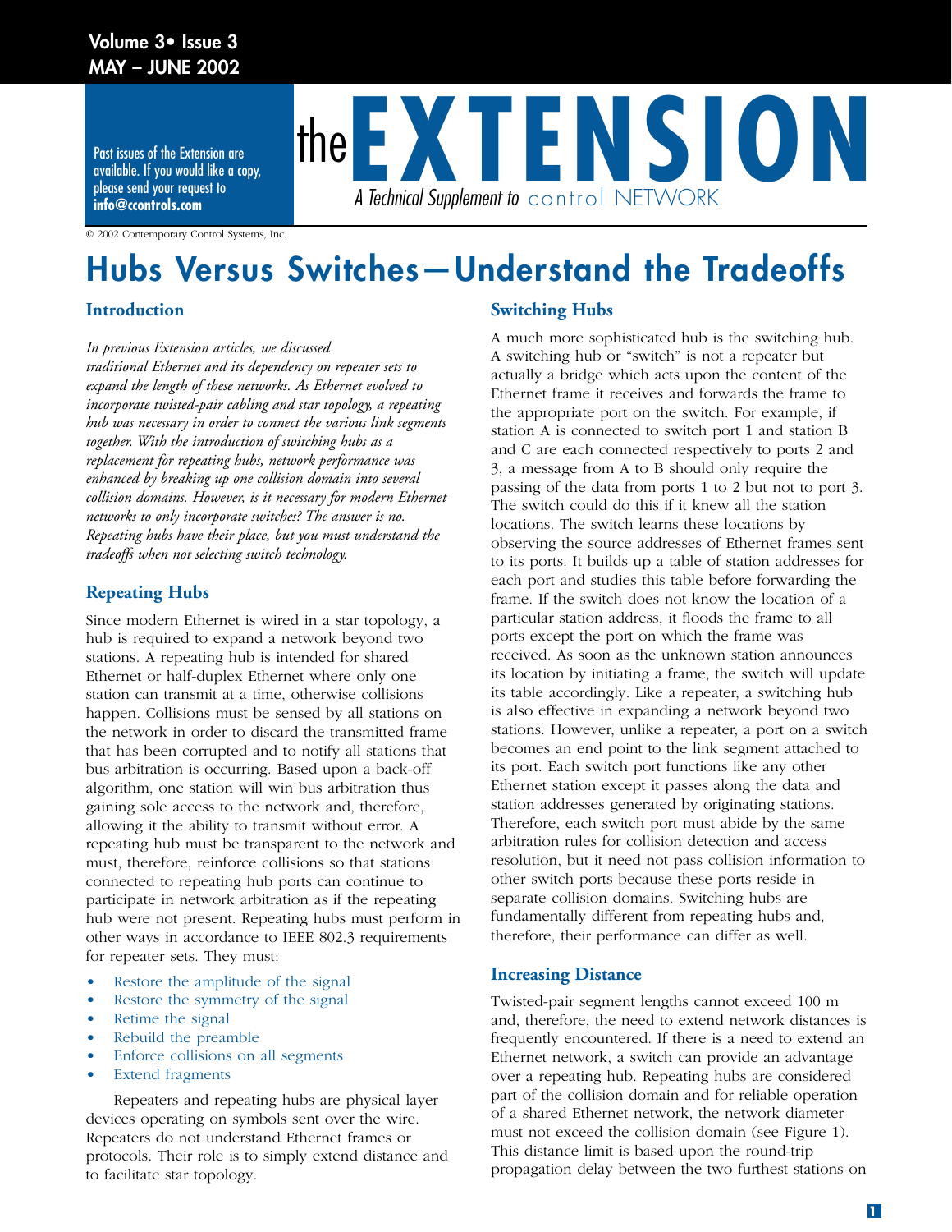Past issues of the Extension are available. If you would like a copy, please send your request to **info@ccontrols.com**

# the EXTENSION

*A Technical Supplement to* control NETWORK

© 2002 Contemporary Control Systems, Inc.

# Hubs Versus Switches—Understand the Tradeoffs

## Introduction

*In previous Extension articles, we discussed traditional Ethernet and its dependency on repeater sets to expand the length of these networks. As Ethernet evolved to incorporate twisted-pair cabling and star topology, a repeating hub was necessary in order to connect the various link segments together. With the introduction of switching hubs as a replacement for repeating hubs, network performance was enhanced by breaking up one collision domain into several collision domains. However, is it necessary for modern Ethernet networks to only incorporate switches? The answer is no. Repeating hubs have their place, but you must understand the tradeoffs when not selecting switch technology.*

## Repeating Hubs

Since modern Ethernet is wired in a star topology, a hub is required to expand a network beyond two stations. A repeating hub is intended for shared Ethernet or half-duplex Ethernet where only one station can transmit at a time, otherwise collisions happen. Collisions must be sensed by all stations on the network in order to discard the transmitted frame that has been corrupted and to notify all stations that bus arbitration is occurring. Based upon a back-off algorithm, one station will win bus arbitration thus gaining sole access to the network and, therefore, allowing it the ability to transmit without error. A repeating hub must be transparent to the network and must, therefore, reinforce collisions so that stations connected to repeating hub ports can continue to participate in network arbitration as if the repeating hub were not present. Repeating hubs must perform in other ways in accordance to IEEE 802.3 requirements for repeater sets. They must:

- Restore the amplitude of the signal
- Restore the symmetry of the signal
- Retime the signal
- Rebuild the preamble
- Enforce collisions on all segments
- Extend fragments

Repeaters and repeating hubs are physical layer devices operating on symbols sent over the wire. Repeaters do not understand Ethernet frames or protocols. Their role is to simply extend distance and to facilitate star topology.

## Switching Hubs

A much more sophisticated hub is the switching hub. A switching hub or "switch" is not a repeater but actually a bridge which acts upon the content of the Ethernet frame it receives and forwards the frame to the appropriate port on the switch. For example, if station A is connected to switch port 1 and station B and C are each connected respectively to ports 2 and 3, a message from A to B should only require the passing of the data from ports 1 to 2 but not to port 3. The switch could do this if it knew all the station locations. The switch learns these locations by observing the source addresses of Ethernet frames sent to its ports. It builds up a table of station addresses for each port and studies this table before forwarding the frame. If the switch does not know the location of a particular station address, it floods the frame to all ports except the port on which the frame was received. As soon as the unknown station announces its location by initiating a frame, the switch will update its table accordingly. Like a repeater, a switching hub is also effective in expanding a network beyond two stations. However, unlike a repeater, a port on a switch becomes an end point to the link segment attached to its port. Each switch port functions like any other Ethernet station except it passes along the data and station addresses generated by originating stations. Therefore, each switch port must abide by the same arbitration rules for collision detection and access resolution, but it need not pass collision information to other switch ports because these ports reside in separate collision domains. Switching hubs are fundamentally different from repeating hubs and, therefore, their performance can differ as well.

## Increasing Distance

Twisted-pair segment lengths cannot exceed 100 m and, therefore, the need to extend network distances is frequently encountered. If there is a need to extend an Ethernet network, a switch can provide an advantage over a repeating hub. Repeating hubs are considered part of the collision domain and for reliable operation of a shared Ethernet network, the network diameter must not exceed the collision domain (see Figure 1). This distance limit is based upon the round-trip propagation delay between the two furthest stations on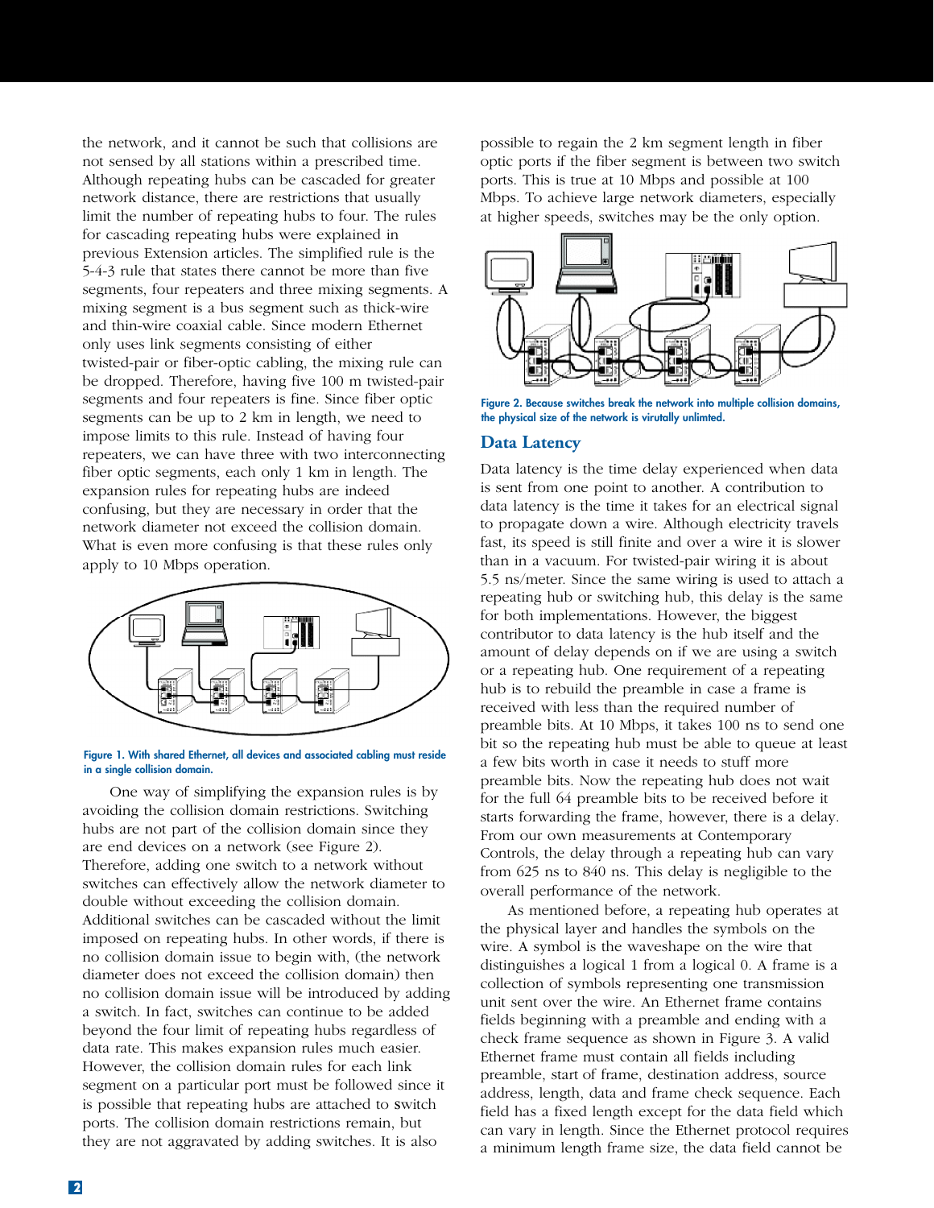the network, and it cannot be such that collisions are not sensed by all stations within a prescribed time. Although repeating hubs can be cascaded for greater network distance, there are restrictions that usually limit the number of repeating hubs to four. The rules for cascading repeating hubs were explained in previous Extension articles. The simplified rule is the 5-4-3 rule that states there cannot be more than five segments, four repeaters and three mixing segments. A mixing segment is a bus segment such as thick-wire and thin-wire coaxial cable. Since modern Ethernet only uses link segments consisting of either twisted-pair or fiber-optic cabling, the mixing rule can be dropped. Therefore, having five 100 m twisted-pair segments and four repeaters is fine. Since fiber optic segments can be up to 2 km in length, we need to impose limits to this rule. Instead of having four repeaters, we can have three with two interconnecting fiber optic segments, each only 1 km in length. The expansion rules for repeating hubs are indeed confusing, but they are necessary in order that the network diameter not exceed the collision domain. What is even more confusing is that these rules only apply to 10 Mbps operation.

Figure 1. With shared Ethernet, all devices and associated cabling must reside in a single collision domain.

One way of simplifying the expansion rules is by avoiding the collision domain restrictions. Switching hubs are not part of the collision domain since they are end devices on a network (see Figure 2). Therefore, adding one switch to a network without switches can effectively allow the network diameter to double without exceeding the collision domain. Additional switches can be cascaded without the limit imposed on repeating hubs. In other words, if there is no collision domain issue to begin with, (the network diameter does not exceed the collision domain) then no collision domain issue will be introduced by adding a switch. In fact, switches can continue to be added beyond the four limit of repeating hubs regardless of data rate. This makes expansion rules much easier. However, the collision domain rules for each link segment on a particular port must be followed since it is possible that repeating hubs are attached to switch ports. The collision domain restrictions remain, but they are not aggravated by adding switches. It is also possible to regain the 2 km segment length in fiber optic ports if the fiber segment is between two switch ports. This is true at 10 Mbps and possible at 100 Mbps. To achieve large network diameters, especially at higher speeds, switches may be the only option.

Figure 2. Because switches break the network into multiple collision domains, the physical size of the network is virutally unlimted.

## Data Latency

Data latency is the time delay experienced when data is sent from one point to another. A contribution to data latency is the time it takes for an electrical signal to propagate down a wire. Although electricity travels fast, its speed is still finite and over a wire it is slower than in a vacuum. For twisted-pair wiring it is about 5.5 ns/meter. Since the same wiring is used to attach a repeating hub or switching hub, this delay is the same for both implementations. However, the biggest contributor to data latency is the hub itself and the amount of delay depends on if we are using a switch or a repeating hub. One requirement of a repeating hub is to rebuild the preamble in case a frame is received with less than the required number of preamble bits. At 10 Mbps, it takes 100 ns to send one bit so the repeating hub must be able to queue at least a few bits worth in case it needs to stuff more preamble bits. Now the repeating hub does not wait for the full 64 preamble bits to be received before it starts forwarding the frame, however, there is a delay. From our own measurements at Contemporary Controls, the delay through a repeating hub can vary from 625 ns to 840 ns. This delay is negligible to the overall performance of the network.

As mentioned before, a repeating hub operates at the physical layer and handles the symbols on the wire. A symbol is the waveshape on the wire that distinguishes a logical 1 from a logical 0. A frame is a collection of symbols representing one transmission unit sent over the wire. An Ethernet frame contains fields beginning with a preamble and ending with a check frame sequence as shown in Figure 3. A valid Ethernet frame must contain all fields including preamble, start of frame, destination address, source address, length, data and frame check sequence. Each field has a fixed length except for the data field which can vary in length. Since the Ethernet protocol requires a minimum length frame size, the data field cannot be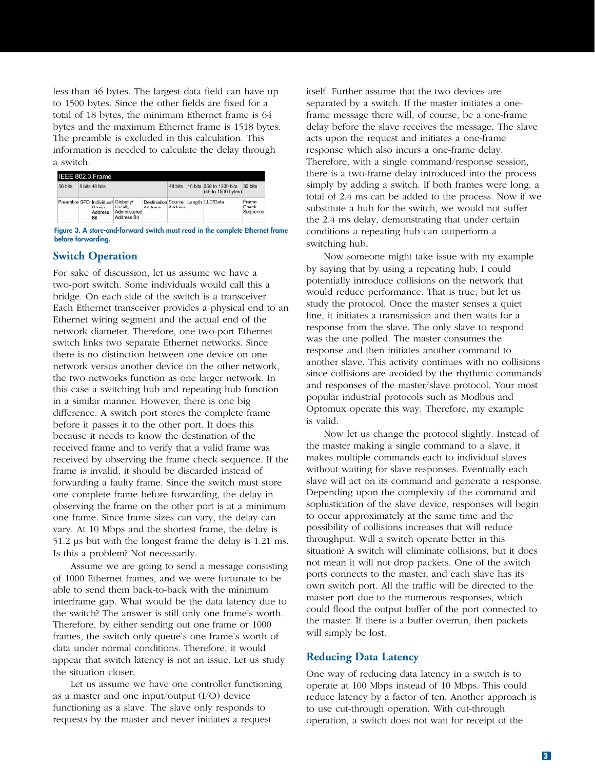less than 46 bytes. The largest data field can have up to 1500 bytes. Since the other fields are fixed for a total of 18 bytes, the minimum Ethernet frame is 64 bytes and the maximum Ethernet frame is 1518 bytes. The preamble is excluded in this calculation. This information is needed to calculate the delay through a switch.

| IEEE 802.3 Frame | | | | | | | | | |
|---|---|---|---|---|---|---|---|---|---|
| 56 bits | 8 bits | 48 bits | | | 48 bits | 16 bits | 368 to 1200 bits (46 to 1500 bytes) | 32 bits |
| Preamble | SFD | Individual/ Group Address Bit | Globally/ Locally Administered Address Bit | Destination Address | Source Address | Length | LLC/Data | Frame Check Sequence |

**Figure 3. A store-and-forward switch must read in the complete Ethernet frame before forwarding.**

## Switch Operation

For sake of discussion, let us assume we have a two-port switch. Some individuals would call this a bridge. On each side of the switch is a transceiver. Each Ethernet transceiver provides a physical end to an Ethernet wiring segment and the actual end of the network diameter. Therefore, one two-port Ethernet switch links two separate Ethernet networks. Since there is no distinction between one device on one network versus another device on the other network, the two networks function as one larger network. In this case a switching hub and repeating hub function in a similar manner. However, there is one big difference. A switch port stores the complete frame before it passes it to the other port. It does this because it needs to know the destination of the received frame and to verify that a valid frame was received by observing the frame check sequence. If the frame is invalid, it should be discarded instead of forwarding a faulty frame. Since the switch must store one complete frame before forwarding, the delay in observing the frame on the other port is at a minimum one frame. Since frame sizes can vary, the delay can vary. At 10 Mbps and the shortest frame, the delay is 51.2 µs but with the longest frame the delay is 1.21 ms. Is this a problem? Not necessarily.

Assume we are going to send a message consisting of 1000 Ethernet frames, and we were fortunate to be able to send them back-to-back with the minimum interframe gap. What would be the data latency due to the switch? The answer is still only one frame's worth. Therefore, by either sending out one frame or 1000 frames, the switch only queue's one frame's worth of data under normal conditions. Therefore, it would appear that switch latency is not an issue. Let us study the situation closer.

Let us assume we have one controller functioning as a master and one input/output (I/O) device functioning as a slave. The slave only responds to requests by the master and never initiates a request itself. Further assume that the two devices are separated by a switch. If the master initiates a one-frame message there will, of course, be a one-frame delay before the slave receives the message. The slave acts upon the request and initiates a one-frame response which also incurs a one-frame delay. Therefore, with a single command/response session, there is a two-frame delay introduced into the process simply by adding a switch. If both frames were long, a total of 2.4 ms can be added to the process. Now if we substitute a hub for the switch, we would not suffer the 2.4 ms delay, demonstrating that under certain conditions a repeating hub can outperform a switching hub.

Now someone might take issue with my example by saying that by using a repeating hub, I could potentially introduce collisions on the network that would reduce performance. That is true, but let us study the protocol. Once the master senses a quiet line, it initiates a transmission and then waits for a response from the slave. The only slave to respond was the one polled. The master consumes the response and then initiates another command to another slave. This activity continues with no collisions since collisions are avoided by the rhythmic commands and responses of the master/slave protocol. Your most popular industrial protocols such as Modbus and Optomux operate this way. Therefore, my example is valid.

Now let us change the protocol slightly. Instead of the master making a single command to a slave, it makes multiple commands each to individual slaves without waiting for slave responses. Eventually each slave will act on its command and generate a response. Depending upon the complexity of the command and sophistication of the slave device, responses will begin to occur approximately at the same time and the possibility of collisions increases that will reduce throughput. Will a switch operate better in this situation? A switch will eliminate collisions, but it does not mean it will not drop packets. One of the switch ports connects to the master, and each slave has its own switch port. All the traffic will be directed to the master port due to the numerous responses, which could flood the output buffer of the port connected to the master. If there is a buffer overrun, then packets will simply be lost.

## Reducing Data Latency

One way of reducing data latency in a switch is to operate at 100 Mbps instead of 10 Mbps. This could reduce latency by a factor of ten. Another approach is to use cut-through operation. With cut-through operation, a switch does not wait for receipt of the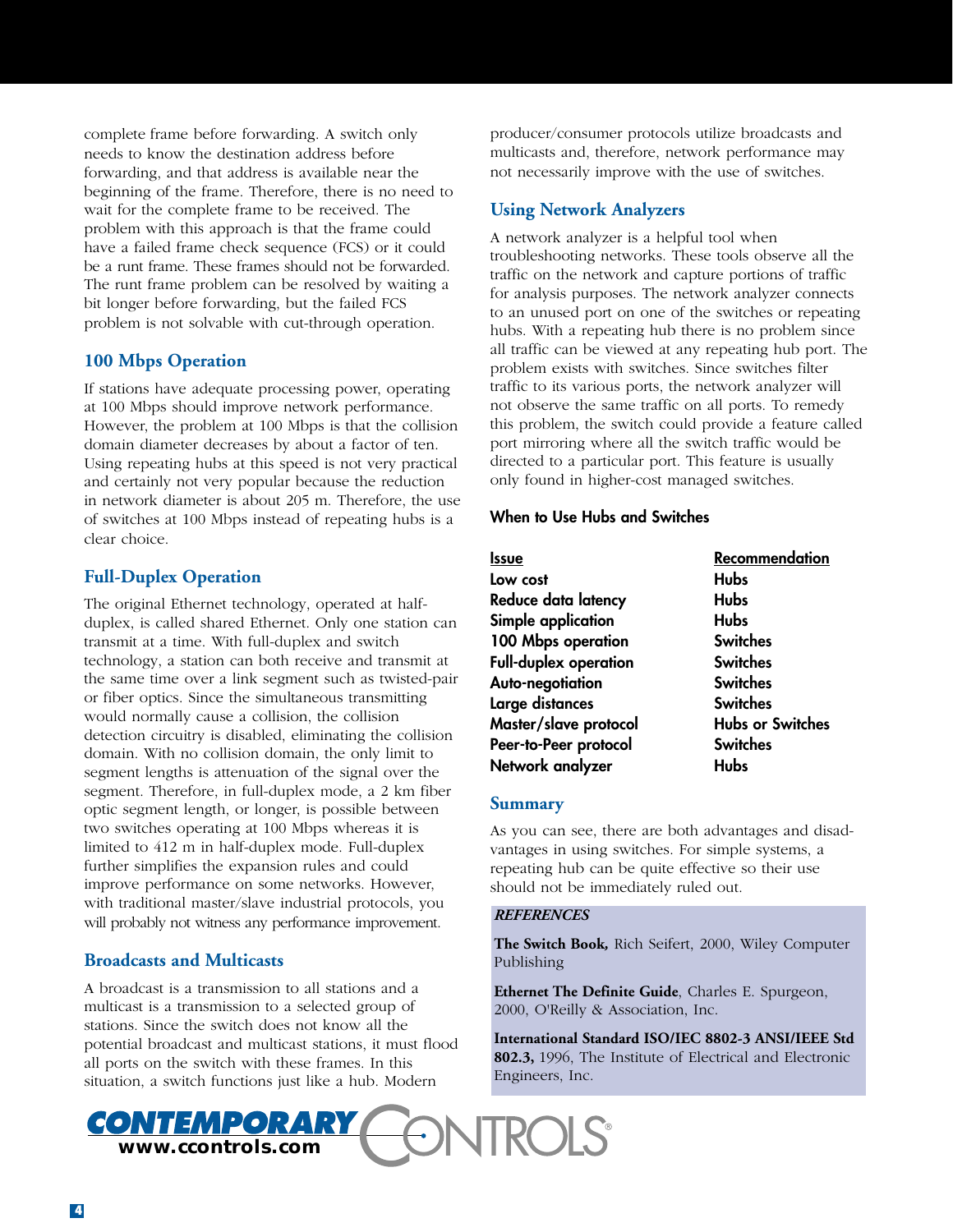complete frame before forwarding. A switch only needs to know the destination address before forwarding, and that address is available near the beginning of the frame. Therefore, there is no need to wait for the complete frame to be received. The problem with this approach is that the frame could have a failed frame check sequence (FCS) or it could be a runt frame. These frames should not be forwarded. The runt frame problem can be resolved by waiting a bit longer before forwarding, but the failed FCS problem is not solvable with cut-through operation.

## 100 Mbps Operation

If stations have adequate processing power, operating at 100 Mbps should improve network performance. However, the problem at 100 Mbps is that the collision domain diameter decreases by about a factor of ten. Using repeating hubs at this speed is not very practical and certainly not very popular because the reduction in network diameter is about 205 m. Therefore, the use of switches at 100 Mbps instead of repeating hubs is a clear choice.

## Full-Duplex Operation

The original Ethernet technology, operated at half-duplex, is called shared Ethernet. Only one station can transmit at a time. With full-duplex and switch technology, a station can both receive and transmit at the same time over a link segment such as twisted-pair or fiber optics. Since the simultaneous transmitting would normally cause a collision, the collision detection circuitry is disabled, eliminating the collision domain. With no collision domain, the only limit to segment lengths is attenuation of the signal over the segment. Therefore, in full-duplex mode, a 2 km fiber optic segment length, or longer, is possible between two switches operating at 100 Mbps whereas it is limited to 412 m in half-duplex mode. Full-duplex further simplifies the expansion rules and could improve performance on some networks. However, with traditional master/slave industrial protocols, you will probably not witness any performance improvement.

## Broadcasts and Multicasts

A broadcast is a transmission to all stations and a multicast is a transmission to a selected group of stations. Since the switch does not know all the potential broadcast and multicast stations, it must flood all ports on the switch with these frames. In this situation, a switch functions just like a hub. Modern producer/consumer protocols utilize broadcasts and multicasts and, therefore, network performance may not necessarily improve with the use of switches.

## Using Network Analyzers

A network analyzer is a helpful tool when troubleshooting networks. These tools observe all the traffic on the network and capture portions of traffic for analysis purposes. The network analyzer connects to an unused port on one of the switches or repeating hubs. With a repeating hub there is no problem since all traffic can be viewed at any repeating hub port. The problem exists with switches. Since switches filter traffic to its various ports, the network analyzer will not observe the same traffic on all ports. To remedy this problem, the switch could provide a feature called port mirroring where all the switch traffic would be directed to a particular port. This feature is usually only found in higher-cost managed switches.

### When to Use Hubs and Switches

| Issue | Recommendation |
|---|---|
| Low cost | Hubs |
| Reduce data latency | Hubs |
| Simple application | Hubs |
| 100 Mbps operation | Switches |
| Full-duplex operation | Switches |
| Auto-negotiation | Switches |
| Large distances | Switches |
| Master/slave protocol | Hubs or Switches |
| Peer-to-Peer protocol | Switches |
| Network analyzer | Hubs |

## Summary

As you can see, there are both advantages and disadvantages in using switches. For simple systems, a repeating hub can be quite effective so their use should not be immediately ruled out.

*REFERENCES*

**The Switch Book,** Rich Seifert, 2000, Wiley Computer Publishing

**Ethernet The Definite Guide**, Charles E. Spurgeon, 2000, O'Reilly & Association, Inc.

**International Standard ISO/IEC 8802-3 ANSI/IEEE Std 802.3,** 1996, The Institute of Electrical and Electronic Engineers, Inc.

CONTEMPORARY CONTROLS
www.ccontrols.com